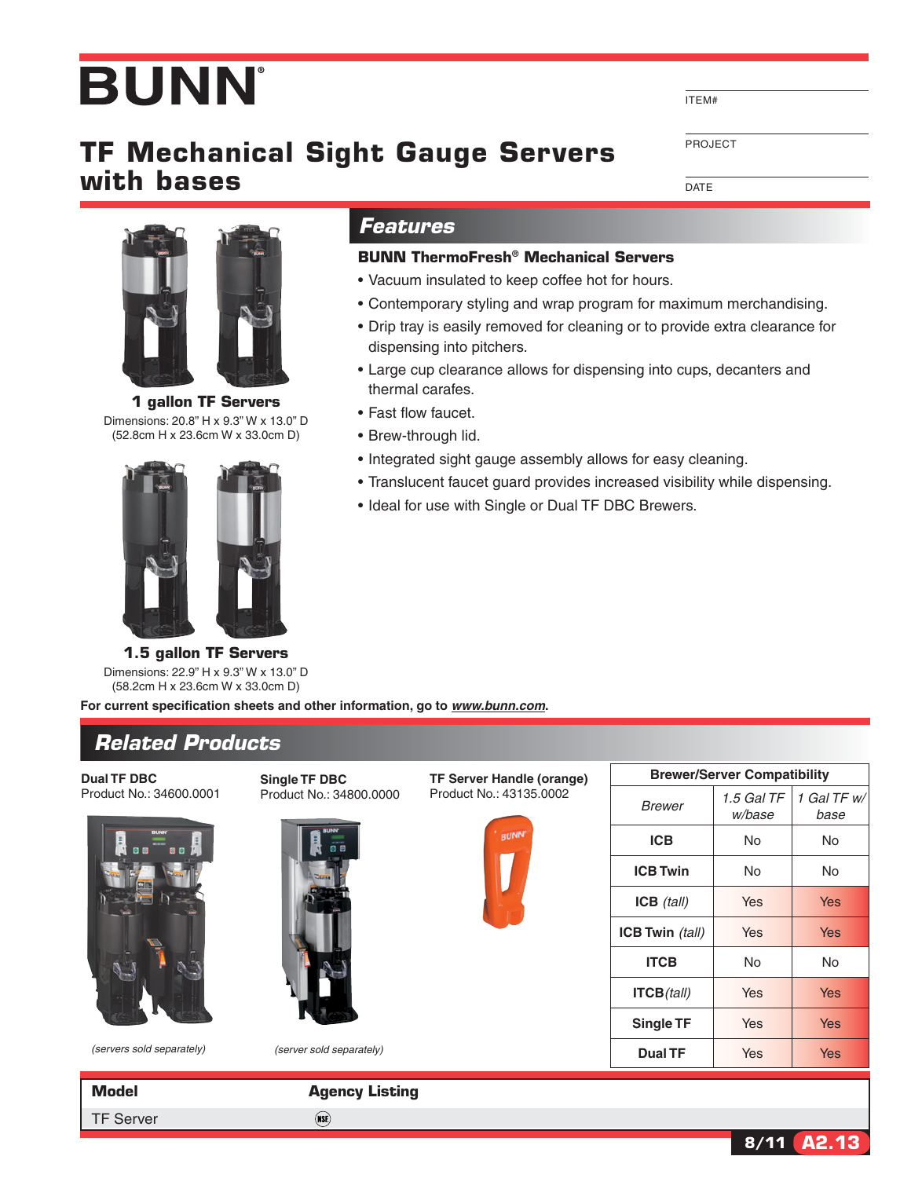# BUNN®

# TF Mechanical Sight Gauge Servers with bases

ITEM#

PROJECT

DATE

**1 gallon TF Servers**

Dimensions: 20.8" H x 9.3" W x 13.0" D
(52.8cm H x 23.6cm W x 33.0cm D)

**1.5 gallon TF Servers**

Dimensions: 22.9" H x 9.3" W x 13.0" D
(58.2cm H x 23.6cm W x 33.0cm D)

## Features

### BUNN ThermoFresh® Mechanical Servers

- Vacuum insulated to keep coffee hot for hours.
- Contemporary styling and wrap program for maximum merchandising.
- Drip tray is easily removed for cleaning or to provide extra clearance for dispensing into pitchers.
- Large cup clearance allows for dispensing into cups, decanters and thermal carafes.
- Fast flow faucet.
- Brew-through lid.
- Integrated sight gauge assembly allows for easy cleaning.
- Translucent faucet guard provides increased visibility while dispensing.
- Ideal for use with Single or Dual TF DBC Brewers.

**For current specification sheets and other information, go to *www.bunn.com*.**

## Related Products

**Dual TF DBC**
Product No.: 34600.0001

*(servers sold separately)*

**Single TF DBC**
Product No.: 34800.0000

*(server sold separately)*

**TF Server Handle (orange)**
Product No.: 43135.0002

| Brewer/Server Compatibility | | |
|---|---|---|
| *Brewer* | *1.5 Gal TF w/base* | *1 Gal TF w/ base* |
| **ICB** | No | No |
| **ICB Twin** | No | No |
| **ICB** *(tall)* | Yes | Yes |
| **ICB Twin** *(tall)* | Yes | Yes |
| **ITCB** | No | No |
| **ITCB** *(tall)* | Yes | Yes |
| **Single TF** | Yes | Yes |
| **Dual TF** | Yes | Yes |

| Model | Agency Listing |
|---|---|
| TF Server | NSF |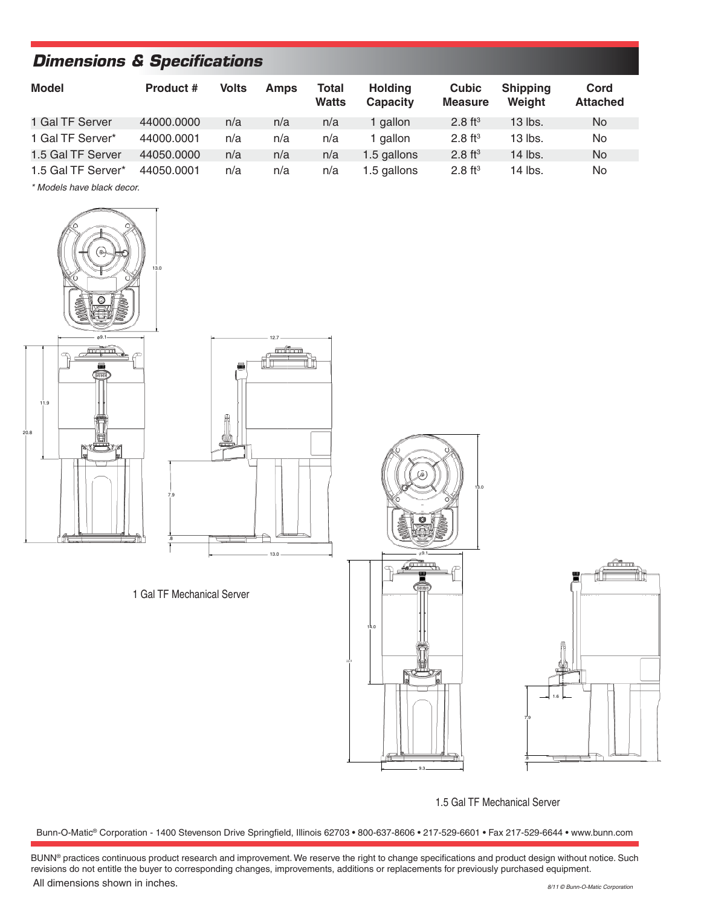## Dimensions & Specifications

| Model | Product # | Volts | Amps | Total Watts | Holding Capacity | Cubic Measure | Shipping Weight | Cord Attached |
|---|---|---|---|---|---|---|---|---|
| 1 Gal TF Server | 44000.0000 | n/a | n/a | n/a | 1 gallon | 2.8 $ft^3$ | 13 lbs. | No |
| 1 Gal TF Server* | 44000.0001 | n/a | n/a | n/a | 1 gallon | 2.8 $ft^3$ | 13 lbs. | No |
| 1.5 Gal TF Server | 44050.0000 | n/a | n/a | n/a | 1.5 gallons | 2.8 $ft^3$ | 14 lbs. | No |
| 1.5 Gal TF Server* | 44050.0001 | n/a | n/a | n/a | 1.5 gallons | 2.8 $ft^3$ | 14 lbs. | No |

*\* Models have black decor.*

13.0
ø9.1
12.7
11.9
20.8
7.9
.8
13.0

1 Gal TF Mechanical Server

13.0
ø9.1
14.0
22.9
9.3
1.6
7.9
.8

1.5 Gal TF Mechanical Server

Bunn-O-Matic® Corporation - 1400 Stevenson Drive Springfield, Illinois 62703 • 800-637-8606 • 217-529-6601 • Fax 217-529-6644 • www.bunn.com

BUNN® practices continuous product research and improvement. We reserve the right to change specifications and product design without notice. Such revisions do not entitle the buyer to corresponding changes, improvements, additions or replacements for previously purchased equipment.

All dimensions shown in inches.

8/11 © Bunn-O-Matic Corporation